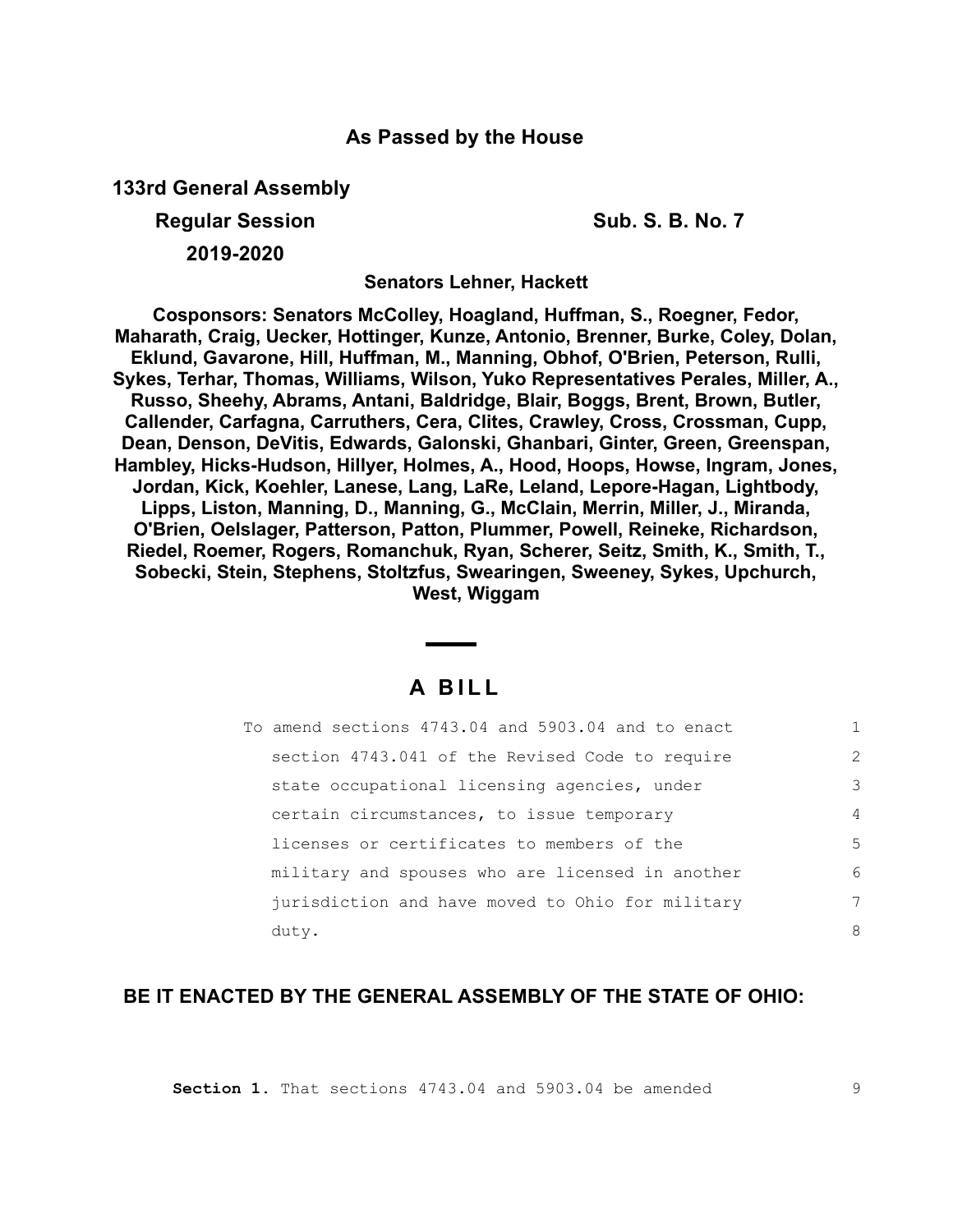**As Passed by the House**

**133rd General Assembly**

**Regular Session** **Sub. S. B. No. 7**

**2019-2020**

**Senators Lehner, Hackett**

**Cosponsors: Senators McColley, Hoagland, Huffman, S., Roegner, Fedor, Maharath, Craig, Uecker, Hottinger, Kunze, Antonio, Brenner, Burke, Coley, Dolan, Eklund, Gavarone, Hill, Huffman, M., Manning, Obhof, O'Brien, Peterson, Rulli, Sykes, Terhar, Thomas, Williams, Wilson, Yuko Representatives Perales, Miller, A., Russo, Sheehy, Abrams, Antani, Baldridge, Blair, Boggs, Brent, Brown, Butler, Callender, Carfagna, Carruthers, Cera, Clites, Crawley, Cross, Crossman, Cupp, Dean, Denson, DeVitis, Edwards, Galonski, Ghanbari, Ginter, Green, Greenspan, Hambley, Hicks-Hudson, Hillyer, Holmes, A., Hood, Hoops, Howse, Ingram, Jones, Jordan, Kick, Koehler, Lanese, Lang, LaRe, Leland, Lepore-Hagan, Lightbody, Lipps, Liston, Manning, D., Manning, G., McClain, Merrin, Miller, J., Miranda, O'Brien, Oelslager, Patterson, Patton, Plummer, Powell, Reineke, Richardson, Riedel, Roemer, Rogers, Romanchuk, Ryan, Scherer, Seitz, Smith, K., Smith, T., Sobecki, Stein, Stephens, Stoltzfus, Swearingen, Sweeney, Sykes, Upchurch, West, Wiggam**

# A BILL

To amend sections 4743.04 and 5903.04 and to enact section 4743.041 of the Revised Code to require state occupational licensing agencies, under certain circumstances, to issue temporary licenses or certificates to members of the military and spouses who are licensed in another jurisdiction and have moved to Ohio for military duty.

**BE IT ENACTED BY THE GENERAL ASSEMBLY OF THE STATE OF OHIO:**

**Section 1.** That sections 4743.04 and 5903.04 be amended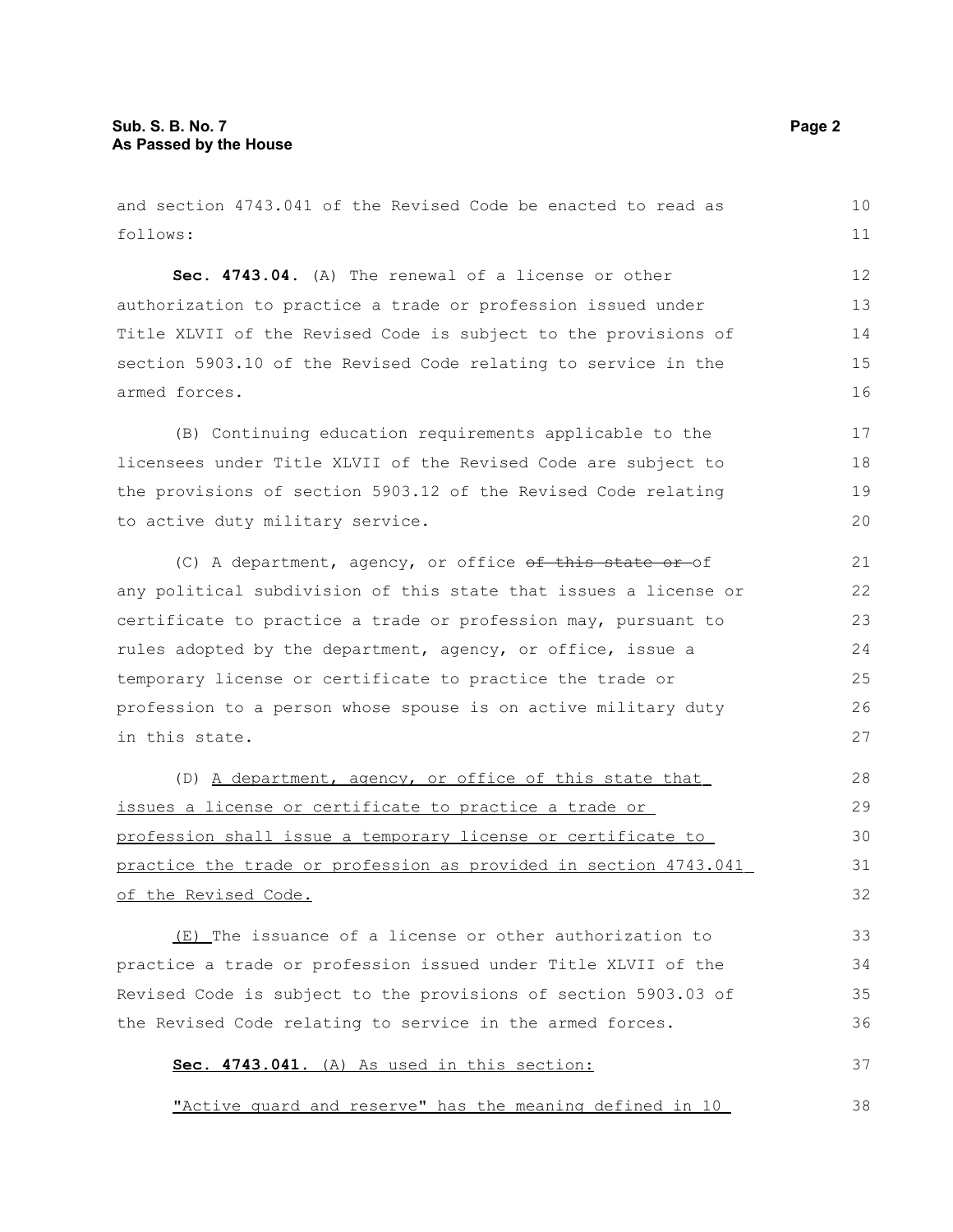and section 4743.041 of the Revised Code be enacted to read as follows:

**Sec. 4743.04.** (A) The renewal of a license or other authorization to practice a trade or profession issued under Title XLVII of the Revised Code is subject to the provisions of section 5903.10 of the Revised Code relating to service in the armed forces.

(B) Continuing education requirements applicable to the licensees under Title XLVII of the Revised Code are subject to the provisions of section 5903.12 of the Revised Code relating to active duty military service.

(C) A department, agency, or office ~~of this state or~~ of any political subdivision of this state that issues a license or certificate to practice a trade or profession may, pursuant to rules adopted by the department, agency, or office, issue a temporary license or certificate to practice the trade or profession to a person whose spouse is on active military duty in this state.

(D) <u>A department, agency, or office of this state that issues a license or certificate to practice a trade or profession shall issue a temporary license or certificate to practice the trade or profession as provided in section 4743.041 of the Revised Code.</u>

<u>(E)</u> The issuance of a license or other authorization to practice a trade or profession issued under Title XLVII of the Revised Code is subject to the provisions of section 5903.03 of the Revised Code relating to service in the armed forces.

<u>**Sec. 4743.041.** (A) As used in this section:</u>

<u>"Active guard and reserve" has the meaning defined in 10</u>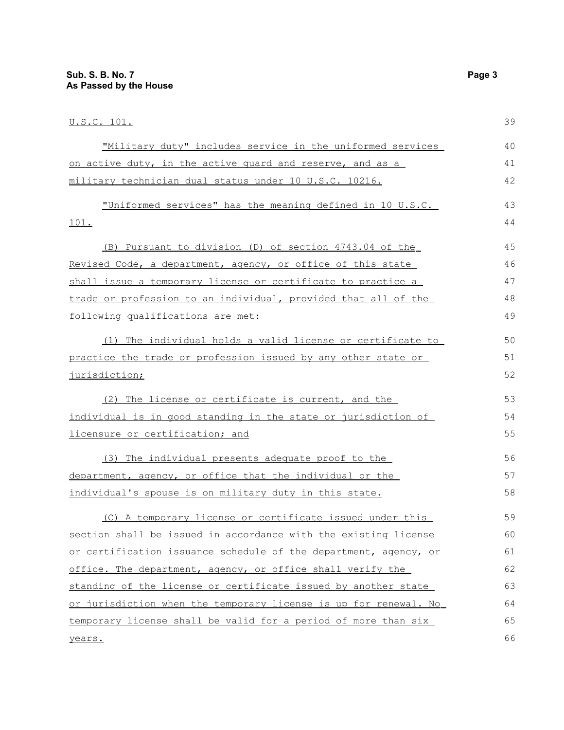U.S.C. 101.

"Military duty" includes service in the uniformed services on active duty, in the active guard and reserve, and as a military technician dual status under 10 U.S.C. 10216.

"Uniformed services" has the meaning defined in 10 U.S.C. 101.

(B) Pursuant to division (D) of section 4743.04 of the Revised Code, a department, agency, or office of this state shall issue a temporary license or certificate to practice a trade or profession to an individual, provided that all of the following qualifications are met:

(1) The individual holds a valid license or certificate to practice the trade or profession issued by any other state or jurisdiction;

(2) The license or certificate is current, and the individual is in good standing in the state or jurisdiction of licensure or certification; and

(3) The individual presents adequate proof to the department, agency, or office that the individual or the individual's spouse is on military duty in this state.

(C) A temporary license or certificate issued under this section shall be issued in accordance with the existing license or certification issuance schedule of the department, agency, or office. The department, agency, or office shall verify the standing of the license or certificate issued by another state or jurisdiction when the temporary license is up for renewal. No temporary license shall be valid for a period of more than six years.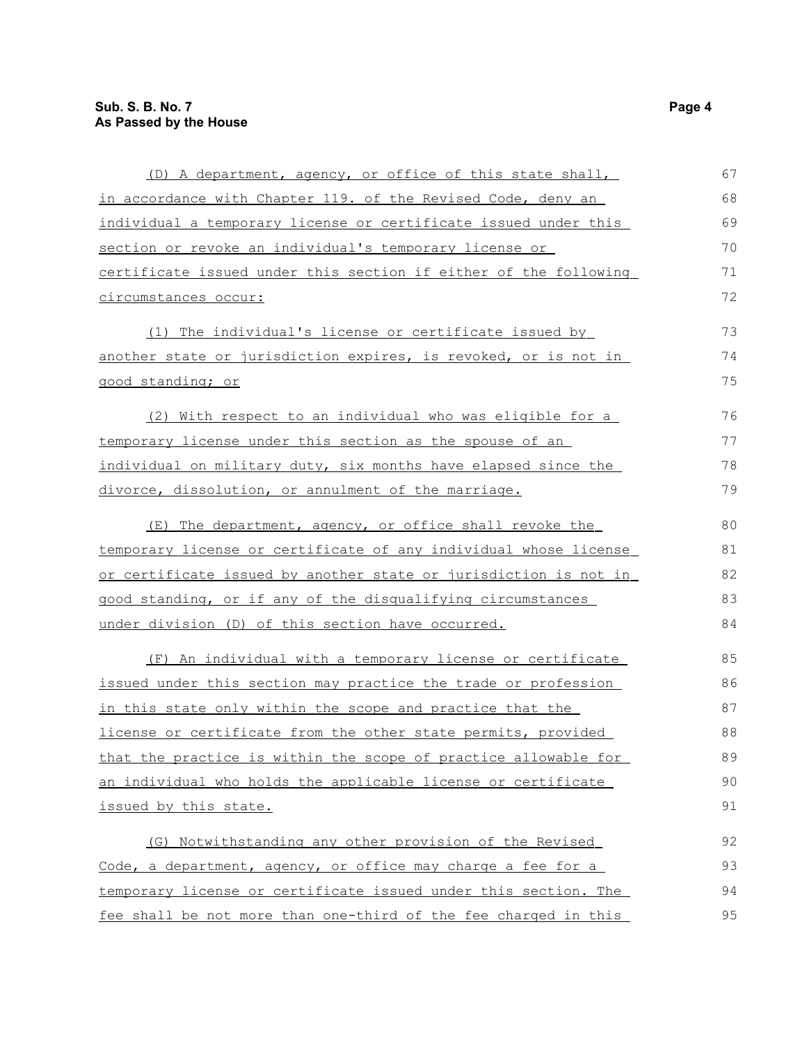(D) A department, agency, or office of this state shall, in accordance with Chapter 119. of the Revised Code, deny an individual a temporary license or certificate issued under this section or revoke an individual's temporary license or certificate issued under this section if either of the following circumstances occur:

(1) The individual's license or certificate issued by another state or jurisdiction expires, is revoked, or is not in good standing; or

(2) With respect to an individual who was eligible for a temporary license under this section as the spouse of an individual on military duty, six months have elapsed since the divorce, dissolution, or annulment of the marriage.

(E) The department, agency, or office shall revoke the temporary license or certificate of any individual whose license or certificate issued by another state or jurisdiction is not in good standing, or if any of the disqualifying circumstances under division (D) of this section have occurred.

(F) An individual with a temporary license or certificate issued under this section may practice the trade or profession in this state only within the scope and practice that the license or certificate from the other state permits, provided that the practice is within the scope of practice allowable for an individual who holds the applicable license or certificate issued by this state.

(G) Notwithstanding any other provision of the Revised Code, a department, agency, or office may charge a fee for a temporary license or certificate issued under this section. The fee shall be not more than one-third of the fee charged in this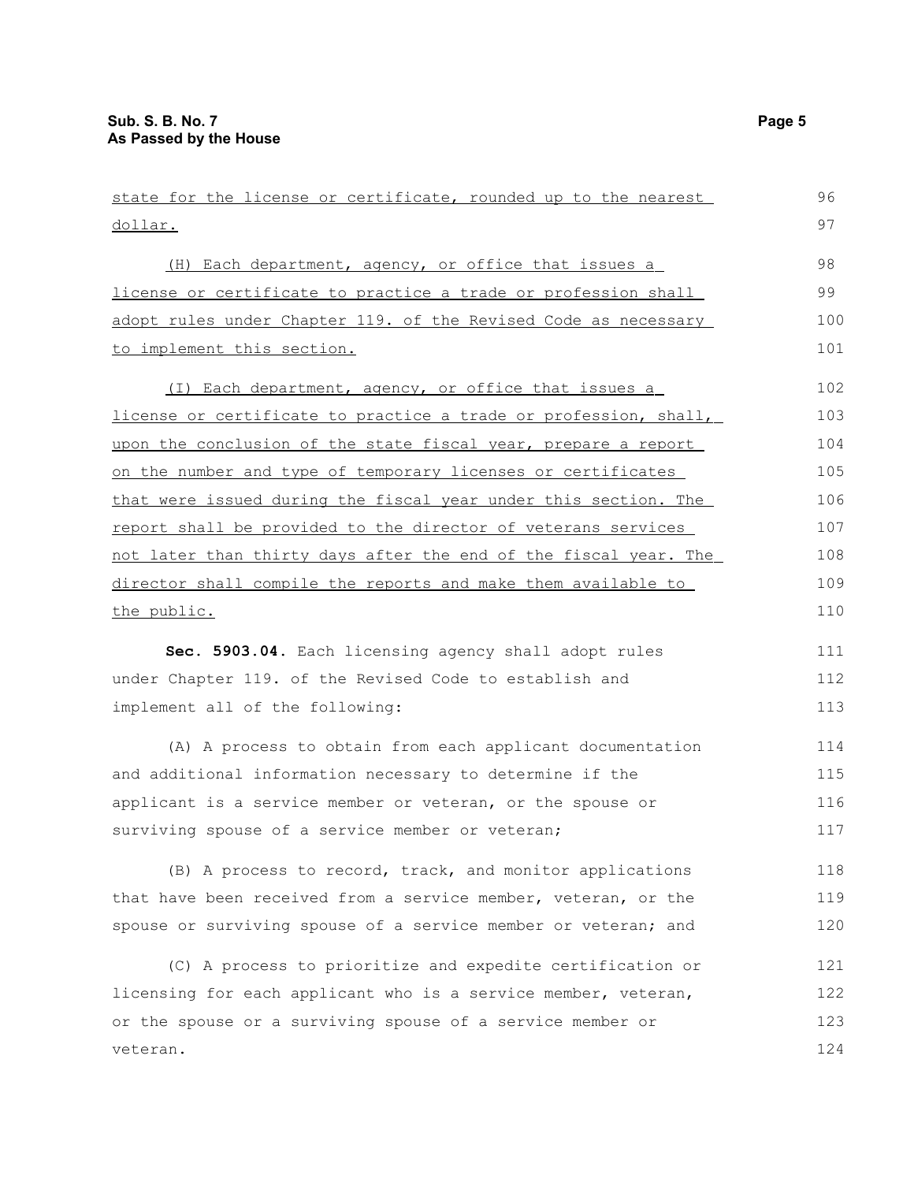state for the license or certificate, rounded up to the nearest dollar.

(H) Each department, agency, or office that issues a license or certificate to practice a trade or profession shall adopt rules under Chapter 119. of the Revised Code as necessary to implement this section.

(I) Each department, agency, or office that issues a license or certificate to practice a trade or profession, shall, upon the conclusion of the state fiscal year, prepare a report on the number and type of temporary licenses or certificates that were issued during the fiscal year under this section. The report shall be provided to the director of veterans services not later than thirty days after the end of the fiscal year. The director shall compile the reports and make them available to the public.

**Sec. 5903.04.** Each licensing agency shall adopt rules under Chapter 119. of the Revised Code to establish and implement all of the following:

(A) A process to obtain from each applicant documentation and additional information necessary to determine if the applicant is a service member or veteran, or the spouse or surviving spouse of a service member or veteran;

(B) A process to record, track, and monitor applications that have been received from a service member, veteran, or the spouse or surviving spouse of a service member or veteran; and

(C) A process to prioritize and expedite certification or licensing for each applicant who is a service member, veteran, or the spouse or a surviving spouse of a service member or veteran.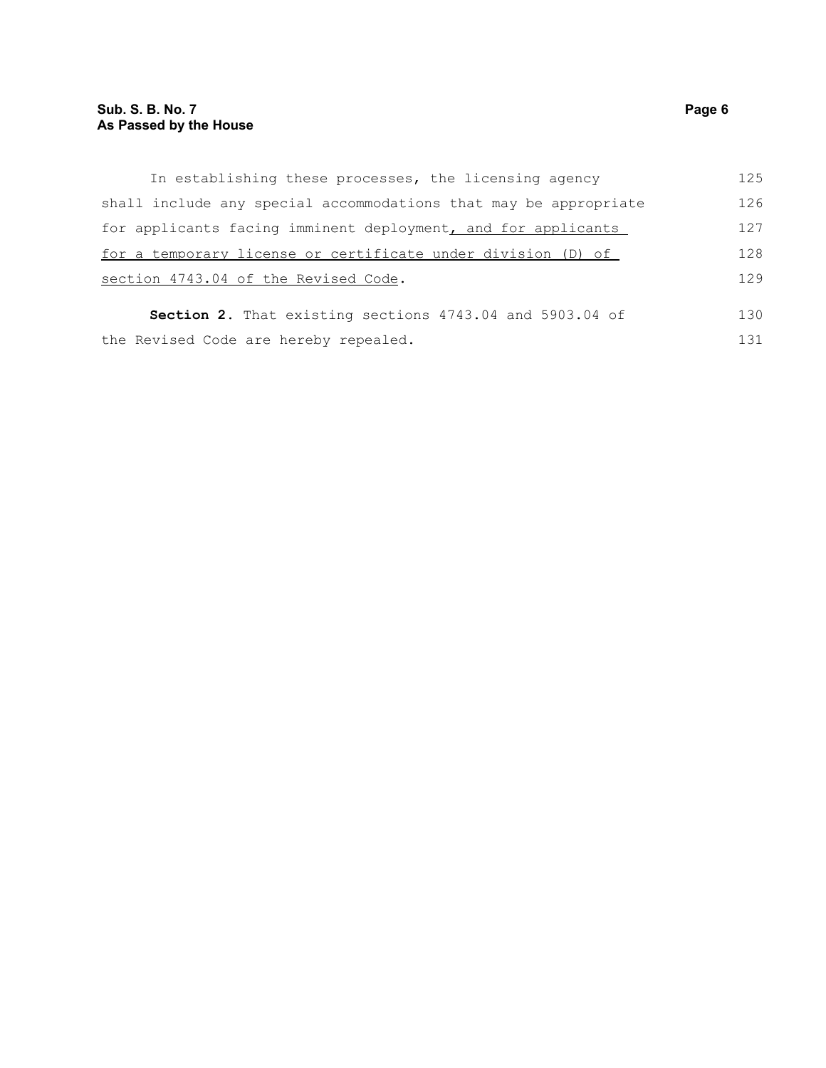In establishing these processes, the licensing agency shall include any special accommodations that may be appropriate for applicants facing imminent deployment, and for applicants for a temporary license or certificate under division (D) of section 4743.04 of the Revised Code.

**Section 2.** That existing sections 4743.04 and 5903.04 of the Revised Code are hereby repealed.